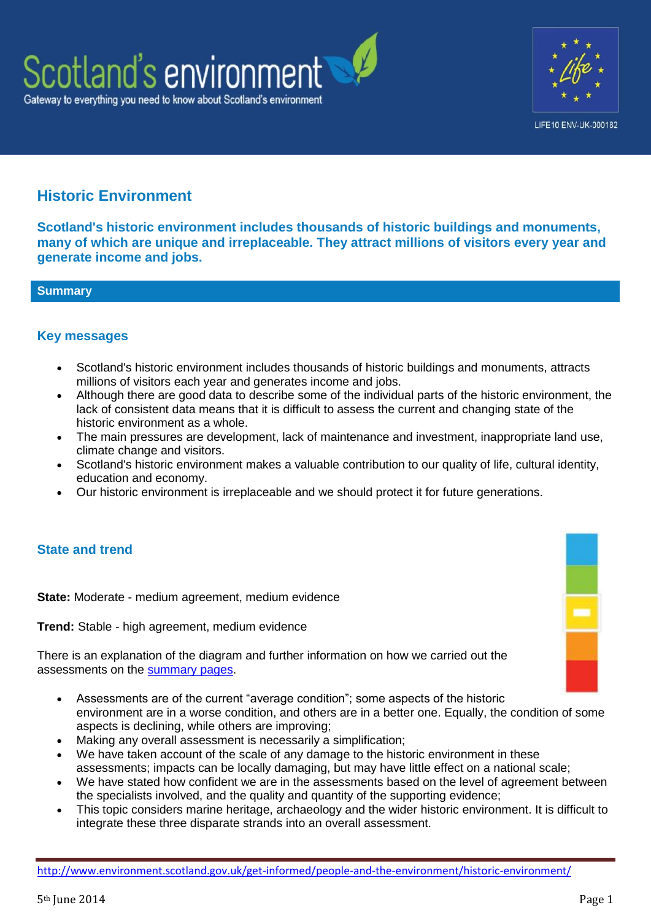# Historic Environment

**Scotland's historic environment includes thousands of historic buildings and monuments, many of which are unique and irreplaceable. They attract millions of visitors every year and generate income and jobs.**

## Summary

### Key messages

- Scotland's historic environment includes thousands of historic buildings and monuments, attracts millions of visitors each year and generates income and jobs.
- Although there are good data to describe some of the individual parts of the historic environment, the lack of consistent data means that it is difficult to assess the current and changing state of the historic environment as a whole.
- The main pressures are development, lack of maintenance and investment, inappropriate land use, climate change and visitors.
- Scotland's historic environment makes a valuable contribution to our quality of life, cultural identity, education and economy.
- Our historic environment is irreplaceable and we should protect it for future generations.

### State and trend

**State:** Moderate - medium agreement, medium evidence

**Trend:** Stable - high agreement, medium evidence

There is an explanation of the diagram and further information on how we carried out the assessments on the summary pages.

- Assessments are of the current "average condition"; some aspects of the historic environment are in a worse condition, and others are in a better one. Equally, the condition of some aspects is declining, while others are improving;
- Making any overall assessment is necessarily a simplification;
- We have taken account of the scale of any damage to the historic environment in these assessments; impacts can be locally damaging, but may have little effect on a national scale;
- We have stated how confident we are in the assessments based on the level of agreement between the specialists involved, and the quality and quantity of the supporting evidence;
- This topic considers marine heritage, archaeology and the wider historic environment. It is difficult to integrate these three disparate strands into an overall assessment.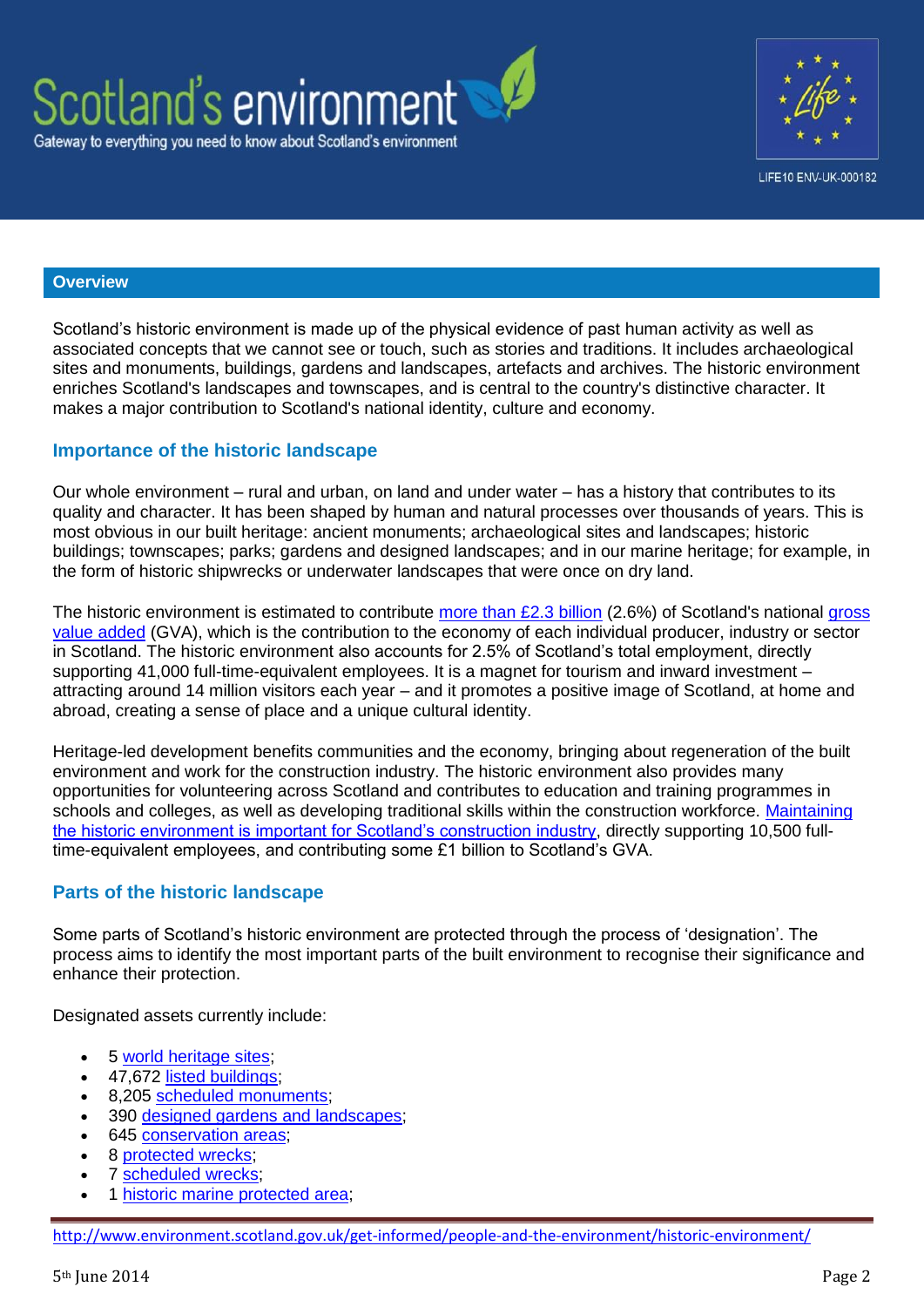## Overview

Scotland's historic environment is made up of the physical evidence of past human activity as well as associated concepts that we cannot see or touch, such as stories and traditions. It includes archaeological sites and monuments, buildings, gardens and landscapes, artefacts and archives. The historic environment enriches Scotland's landscapes and townscapes, and is central to the country's distinctive character. It makes a major contribution to Scotland's national identity, culture and economy.

### Importance of the historic landscape

Our whole environment – rural and urban, on land and under water – has a history that contributes to its quality and character. It has been shaped by human and natural processes over thousands of years. This is most obvious in our built heritage: ancient monuments; archaeological sites and landscapes; historic buildings; townscapes; parks; gardens and designed landscapes; and in our marine heritage; for example, in the form of historic shipwrecks or underwater landscapes that were once on dry land.

The historic environment is estimated to contribute more than £2.3 billion (2.6%) of Scotland's national gross value added (GVA), which is the contribution to the economy of each individual producer, industry or sector in Scotland. The historic environment also accounts for 2.5% of Scotland's total employment, directly supporting 41,000 full-time-equivalent employees. It is a magnet for tourism and inward investment – attracting around 14 million visitors each year – and it promotes a positive image of Scotland, at home and abroad, creating a sense of place and a unique cultural identity.

Heritage-led development benefits communities and the economy, bringing about regeneration of the built environment and work for the construction industry. The historic environment also provides many opportunities for volunteering across Scotland and contributes to education and training programmes in schools and colleges, as well as developing traditional skills within the construction workforce. Maintaining the historic environment is important for Scotland's construction industry, directly supporting 10,500 full-time-equivalent employees, and contributing some £1 billion to Scotland's GVA.

### Parts of the historic landscape

Some parts of Scotland's historic environment are protected through the process of 'designation'. The process aims to identify the most important parts of the built environment to recognise their significance and enhance their protection.

Designated assets currently include:

- 5 world heritage sites;
- 47,672 listed buildings;
- 8,205 scheduled monuments;
- 390 designed gardens and landscapes;
- 645 conservation areas;
- 8 protected wrecks;
- 7 scheduled wrecks;
- 1 historic marine protected area;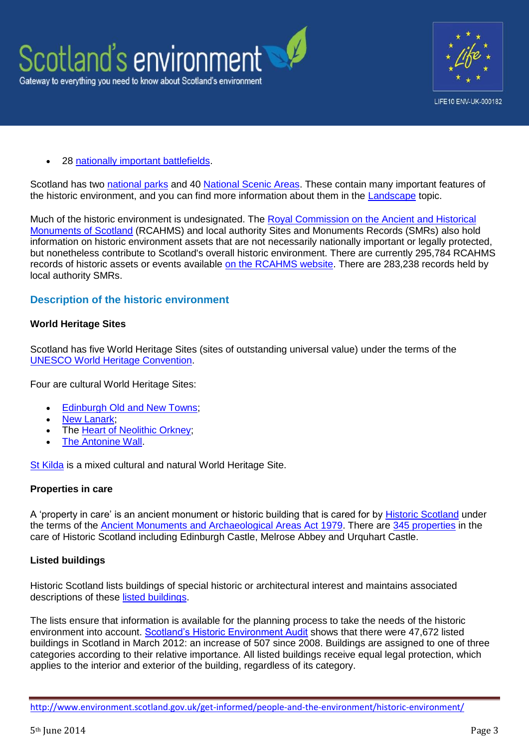- 28 nationally important battlefields.

Scotland has two national parks and 40 National Scenic Areas. These contain many important features of the historic environment, and you can find more information about them in the Landscape topic.

Much of the historic environment is undesignated. The Royal Commission on the Ancient and Historical Monuments of Scotland (RCAHMS) and local authority Sites and Monuments Records (SMRs) also hold information on historic environment assets that are not necessarily nationally important or legally protected, but nonetheless contribute to Scotland's overall historic environment. There are currently 295,784 RCAHMS records of historic assets or events available on the RCAHMS website. There are 283,238 records held by local authority SMRs.

## Description of the historic environment

### World Heritage Sites

Scotland has five World Heritage Sites (sites of outstanding universal value) under the terms of the UNESCO World Heritage Convention.

Four are cultural World Heritage Sites:

- Edinburgh Old and New Towns;
- New Lanark;
- The Heart of Neolithic Orkney;
- The Antonine Wall.

St Kilda is a mixed cultural and natural World Heritage Site.

### Properties in care

A ‘property in care’ is an ancient monument or historic building that is cared for by Historic Scotland under the terms of the Ancient Monuments and Archaeological Areas Act 1979. There are 345 properties in the care of Historic Scotland including Edinburgh Castle, Melrose Abbey and Urquhart Castle.

### Listed buildings

Historic Scotland lists buildings of special historic or architectural interest and maintains associated descriptions of these listed buildings.

The lists ensure that information is available for the planning process to take the needs of the historic environment into account. Scotland’s Historic Environment Audit shows that there were 47,672 listed buildings in Scotland in March 2012: an increase of 507 since 2008. Buildings are assigned to one of three categories according to their relative importance. All listed buildings receive equal legal protection, which applies to the interior and exterior of the building, regardless of its category.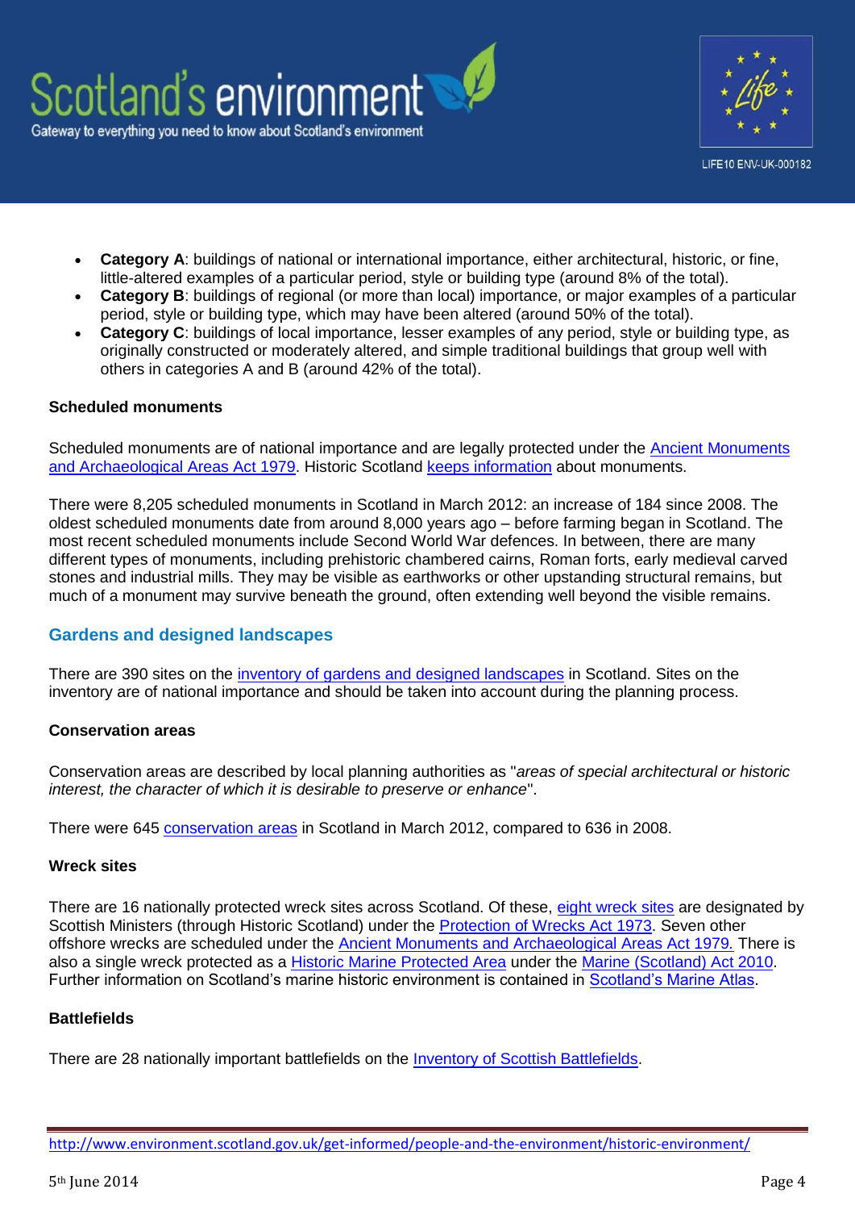- **Category A**: buildings of national or international importance, either architectural, historic, or fine, little-altered examples of a particular period, style or building type (around 8% of the total).
- **Category B**: buildings of regional (or more than local) importance, or major examples of a particular period, style or building type, which may have been altered (around 50% of the total).
- **Category C**: buildings of local importance, lesser examples of any period, style or building type, as originally constructed or moderately altered, and simple traditional buildings that group well with others in categories A and B (around 42% of the total).

**Scheduled monuments**

Scheduled monuments are of national importance and are legally protected under the Ancient Monuments and Archaeological Areas Act 1979. Historic Scotland keeps information about monuments.

There were 8,205 scheduled monuments in Scotland in March 2012: an increase of 184 since 2008. The oldest scheduled monuments date from around 8,000 years ago – before farming began in Scotland. The most recent scheduled monuments include Second World War defences. In between, there are many different types of monuments, including prehistoric chambered cairns, Roman forts, early medieval carved stones and industrial mills. They may be visible as earthworks or other upstanding structural remains, but much of a monument may survive beneath the ground, often extending well beyond the visible remains.

## Gardens and designed landscapes

There are 390 sites on the inventory of gardens and designed landscapes in Scotland. Sites on the inventory are of national importance and should be taken into account during the planning process.

**Conservation areas**

Conservation areas are described by local planning authorities as "*areas of special architectural or historic interest, the character of which it is desirable to preserve or enhance*".

There were 645 conservation areas in Scotland in March 2012, compared to 636 in 2008.

**Wreck sites**

There are 16 nationally protected wreck sites across Scotland. Of these, eight wreck sites are designated by Scottish Ministers (through Historic Scotland) under the Protection of Wrecks Act 1973. Seven other offshore wrecks are scheduled under the Ancient Monuments and Archaeological Areas Act 1979. There is also a single wreck protected as a Historic Marine Protected Area under the Marine (Scotland) Act 2010. Further information on Scotland's marine historic environment is contained in Scotland's Marine Atlas.

**Battlefields**

There are 28 nationally important battlefields on the Inventory of Scottish Battlefields.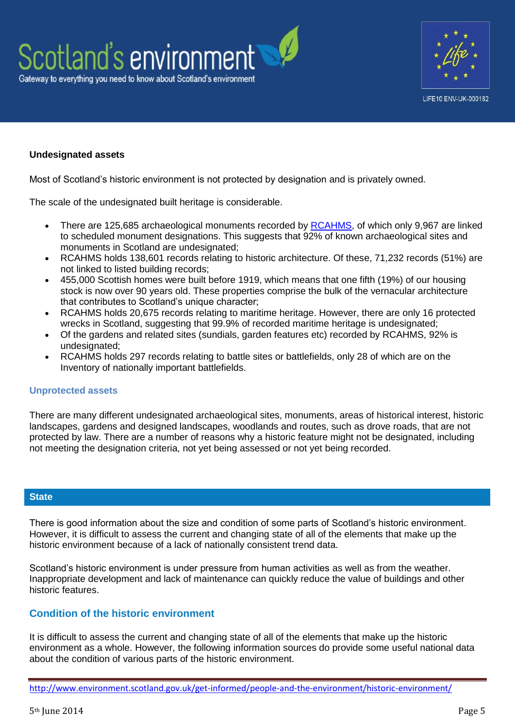### Undesignated assets

Most of Scotland's historic environment is not protected by designation and is privately owned.

The scale of the undesignated built heritage is considerable.

- There are 125,685 archaeological monuments recorded by [RCAHMS](), of which only 9,967 are linked to scheduled monument designations. This suggests that 92% of known archaeological sites and monuments in Scotland are undesignated;
- RCAHMS holds 138,601 records relating to historic architecture. Of these, 71,232 records (51%) are not linked to listed building records;
- 455,000 Scottish homes were built before 1919, which means that one fifth (19%) of our housing stock is now over 90 years old. These properties comprise the bulk of the vernacular architecture that contributes to Scotland's unique character;
- RCAHMS holds 20,675 records relating to maritime heritage. However, there are only 16 protected wrecks in Scotland, suggesting that 99.9% of recorded maritime heritage is undesignated;
- Of the gardens and related sites (sundials, garden features etc) recorded by RCAHMS, 92% is undesignated;
- RCAHMS holds 297 records relating to battle sites or battlefields, only 28 of which are on the Inventory of nationally important battlefields.

### Unprotected assets

There are many different undesignated archaeological sites, monuments, areas of historical interest, historic landscapes, gardens and designed landscapes, woodlands and routes, such as drove roads, that are not protected by law. There are a number of reasons why a historic feature might not be designated, including not meeting the designation criteria, not yet being assessed or not yet being recorded.

## State

There is good information about the size and condition of some parts of Scotland's historic environment. However, it is difficult to assess the current and changing state of all of the elements that make up the historic environment because of a lack of nationally consistent trend data.

Scotland's historic environment is under pressure from human activities as well as from the weather. Inappropriate development and lack of maintenance can quickly reduce the value of buildings and other historic features.

### Condition of the historic environment

It is difficult to assess the current and changing state of all of the elements that make up the historic environment as a whole. However, the following information sources do provide some useful national data about the condition of various parts of the historic environment.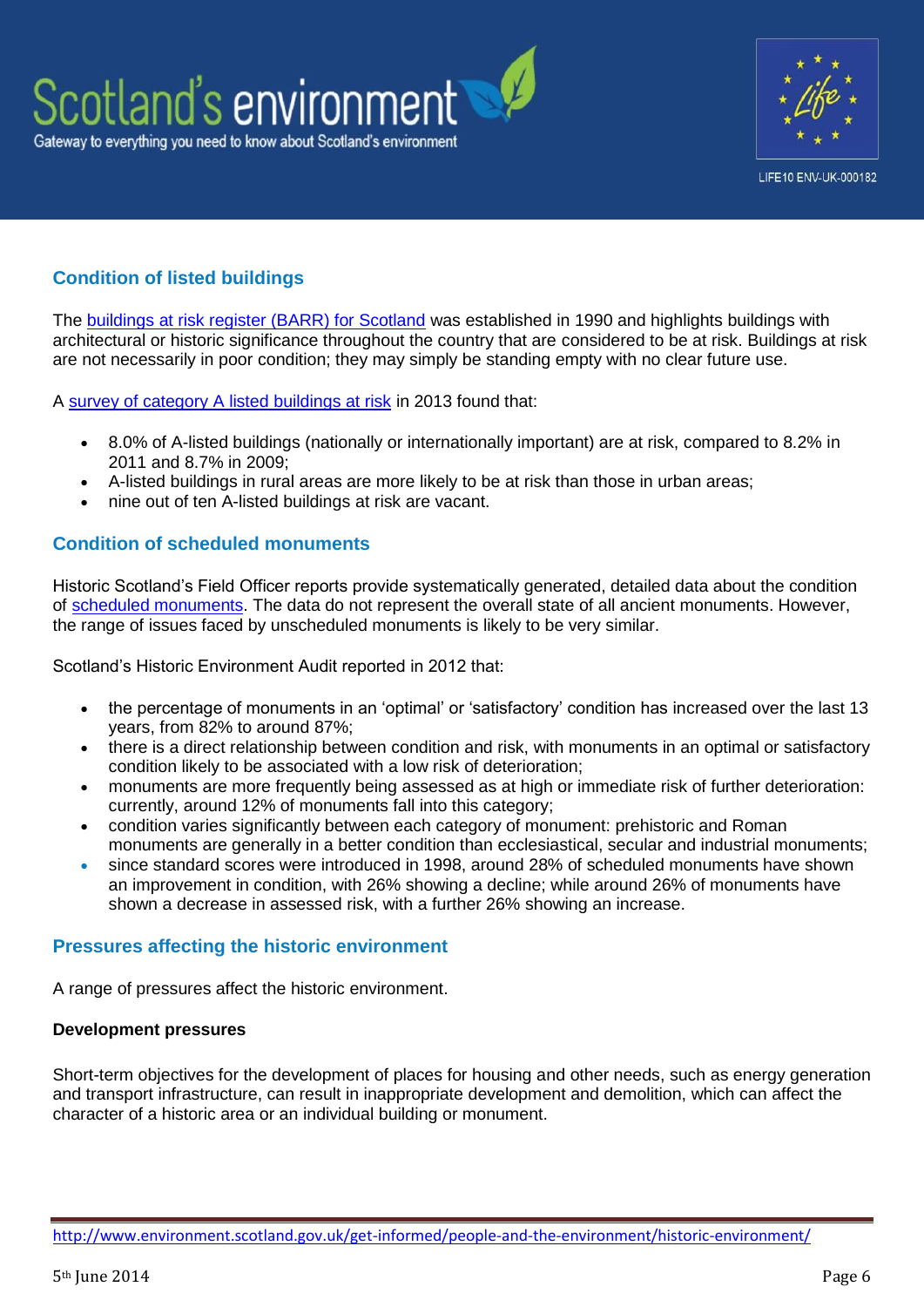## Condition of listed buildings

The buildings at risk register (BARR) for Scotland was established in 1990 and highlights buildings with architectural or historic significance throughout the country that are considered to be at risk. Buildings at risk are not necessarily in poor condition; they may simply be standing empty with no clear future use.

A survey of category A listed buildings at risk in 2013 found that:

- 8.0% of A-listed buildings (nationally or internationally important) are at risk, compared to 8.2% in 2011 and 8.7% in 2009;
- A-listed buildings in rural areas are more likely to be at risk than those in urban areas;
- nine out of ten A-listed buildings at risk are vacant.

## Condition of scheduled monuments

Historic Scotland's Field Officer reports provide systematically generated, detailed data about the condition of scheduled monuments. The data do not represent the overall state of all ancient monuments. However, the range of issues faced by unscheduled monuments is likely to be very similar.

Scotland's Historic Environment Audit reported in 2012 that:

- the percentage of monuments in an 'optimal' or 'satisfactory' condition has increased over the last 13 years, from 82% to around 87%;
- there is a direct relationship between condition and risk, with monuments in an optimal or satisfactory condition likely to be associated with a low risk of deterioration;
- monuments are more frequently being assessed as at high or immediate risk of further deterioration: currently, around 12% of monuments fall into this category;
- condition varies significantly between each category of monument: prehistoric and Roman monuments are generally in a better condition than ecclesiastical, secular and industrial monuments;
- since standard scores were introduced in 1998, around 28% of scheduled monuments have shown an improvement in condition, with 26% showing a decline; while around 26% of monuments have shown a decrease in assessed risk, with a further 26% showing an increase.

## Pressures affecting the historic environment

A range of pressures affect the historic environment.

**Development pressures**

Short-term objectives for the development of places for housing and other needs, such as energy generation and transport infrastructure, can result in inappropriate development and demolition, which can affect the character of a historic area or an individual building or monument.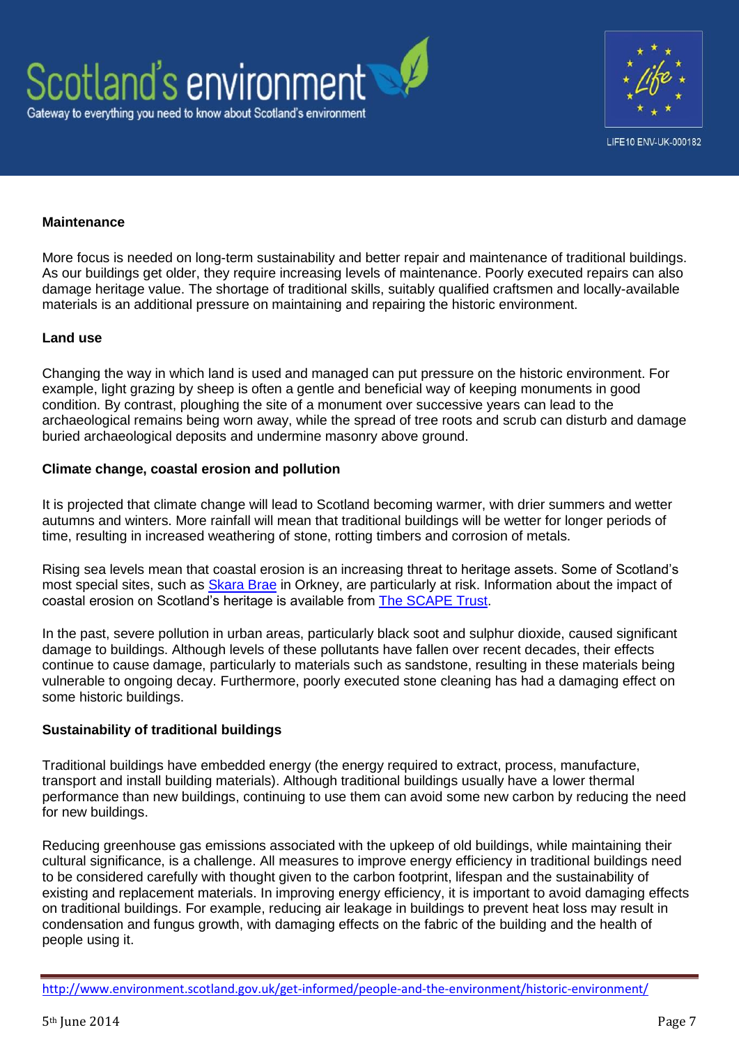### Maintenance

More focus is needed on long-term sustainability and better repair and maintenance of traditional buildings. As our buildings get older, they require increasing levels of maintenance. Poorly executed repairs can also damage heritage value. The shortage of traditional skills, suitably qualified craftsmen and locally-available materials is an additional pressure on maintaining and repairing the historic environment.

### Land use

Changing the way in which land is used and managed can put pressure on the historic environment. For example, light grazing by sheep is often a gentle and beneficial way of keeping monuments in good condition. By contrast, ploughing the site of a monument over successive years can lead to the archaeological remains being worn away, while the spread of tree roots and scrub can disturb and damage buried archaeological deposits and undermine masonry above ground.

### Climate change, coastal erosion and pollution

It is projected that climate change will lead to Scotland becoming warmer, with drier summers and wetter autumns and winters. More rainfall will mean that traditional buildings will be wetter for longer periods of time, resulting in increased weathering of stone, rotting timbers and corrosion of metals.

Rising sea levels mean that coastal erosion is an increasing threat to heritage assets. Some of Scotland's most special sites, such as Skara Brae in Orkney, are particularly at risk. Information about the impact of coastal erosion on Scotland's heritage is available from The SCAPE Trust.

In the past, severe pollution in urban areas, particularly black soot and sulphur dioxide, caused significant damage to buildings. Although levels of these pollutants have fallen over recent decades, their effects continue to cause damage, particularly to materials such as sandstone, resulting in these materials being vulnerable to ongoing decay. Furthermore, poorly executed stone cleaning has had a damaging effect on some historic buildings.

### Sustainability of traditional buildings

Traditional buildings have embedded energy (the energy required to extract, process, manufacture, transport and install building materials). Although traditional buildings usually have a lower thermal performance than new buildings, continuing to use them can avoid some new carbon by reducing the need for new buildings.

Reducing greenhouse gas emissions associated with the upkeep of old buildings, while maintaining their cultural significance, is a challenge. All measures to improve energy efficiency in traditional buildings need to be considered carefully with thought given to the carbon footprint, lifespan and the sustainability of existing and replacement materials. In improving energy efficiency, it is important to avoid damaging effects on traditional buildings. For example, reducing air leakage in buildings to prevent heat loss may result in condensation and fungus growth, with damaging effects on the fabric of the building and the health of people using it.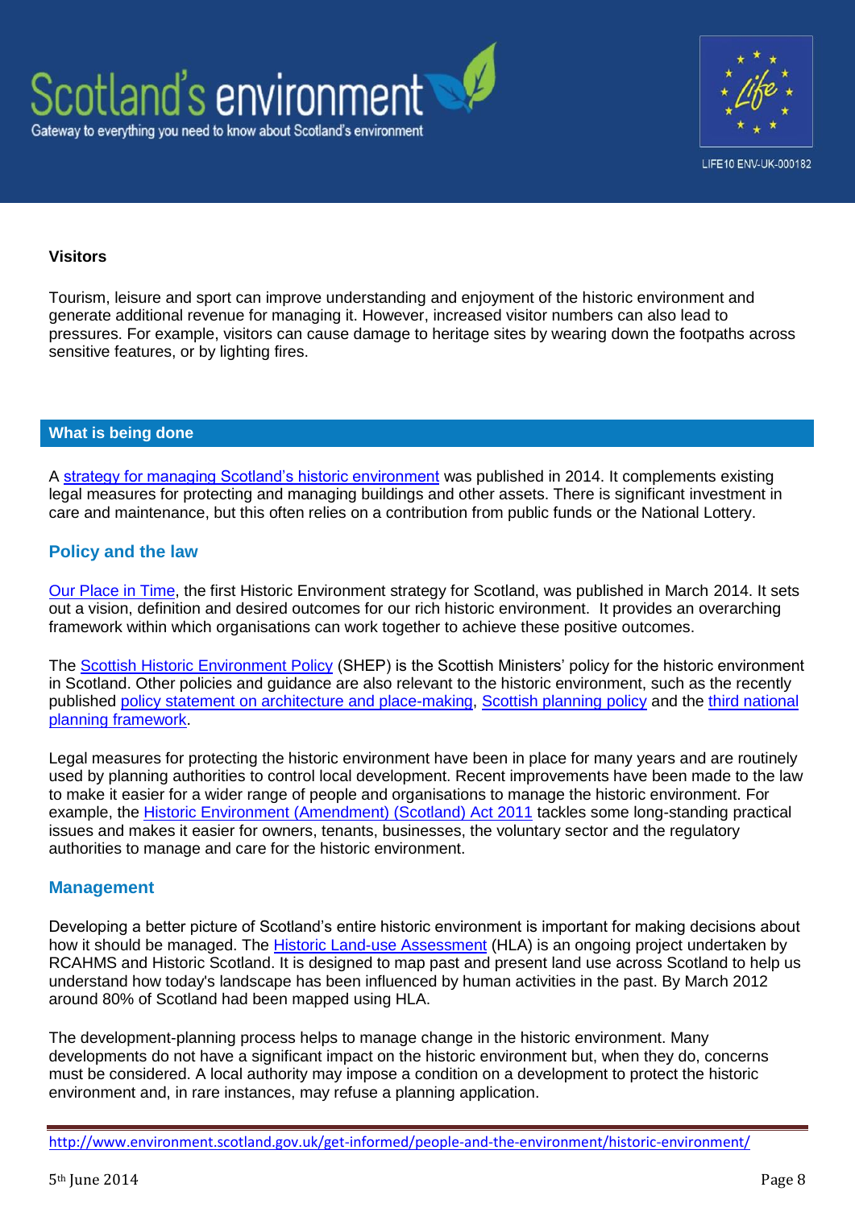### Visitors

Tourism, leisure and sport can improve understanding and enjoyment of the historic environment and generate additional revenue for managing it. However, increased visitor numbers can also lead to pressures. For example, visitors can cause damage to heritage sites by wearing down the footpaths across sensitive features, or by lighting fires.

## What is being done

A strategy for managing Scotland's historic environment was published in 2014. It complements existing legal measures for protecting and managing buildings and other assets. There is significant investment in care and maintenance, but this often relies on a contribution from public funds or the National Lottery.

### Policy and the law

Our Place in Time, the first Historic Environment strategy for Scotland, was published in March 2014. It sets out a vision, definition and desired outcomes for our rich historic environment. It provides an overarching framework within which organisations can work together to achieve these positive outcomes.

The Scottish Historic Environment Policy (SHEP) is the Scottish Ministers' policy for the historic environment in Scotland. Other policies and guidance are also relevant to the historic environment, such as the recently published policy statement on architecture and place-making, Scottish planning policy and the third national planning framework.

Legal measures for protecting the historic environment have been in place for many years and are routinely used by planning authorities to control local development. Recent improvements have been made to the law to make it easier for a wider range of people and organisations to manage the historic environment. For example, the Historic Environment (Amendment) (Scotland) Act 2011 tackles some long-standing practical issues and makes it easier for owners, tenants, businesses, the voluntary sector and the regulatory authorities to manage and care for the historic environment.

### Management

Developing a better picture of Scotland's entire historic environment is important for making decisions about how it should be managed. The Historic Land-use Assessment (HLA) is an ongoing project undertaken by RCAHMS and Historic Scotland. It is designed to map past and present land use across Scotland to help us understand how today's landscape has been influenced by human activities in the past. By March 2012 around 80% of Scotland had been mapped using HLA.

The development-planning process helps to manage change in the historic environment. Many developments do not have a significant impact on the historic environment but, when they do, concerns must be considered. A local authority may impose a condition on a development to protect the historic environment and, in rare instances, may refuse a planning application.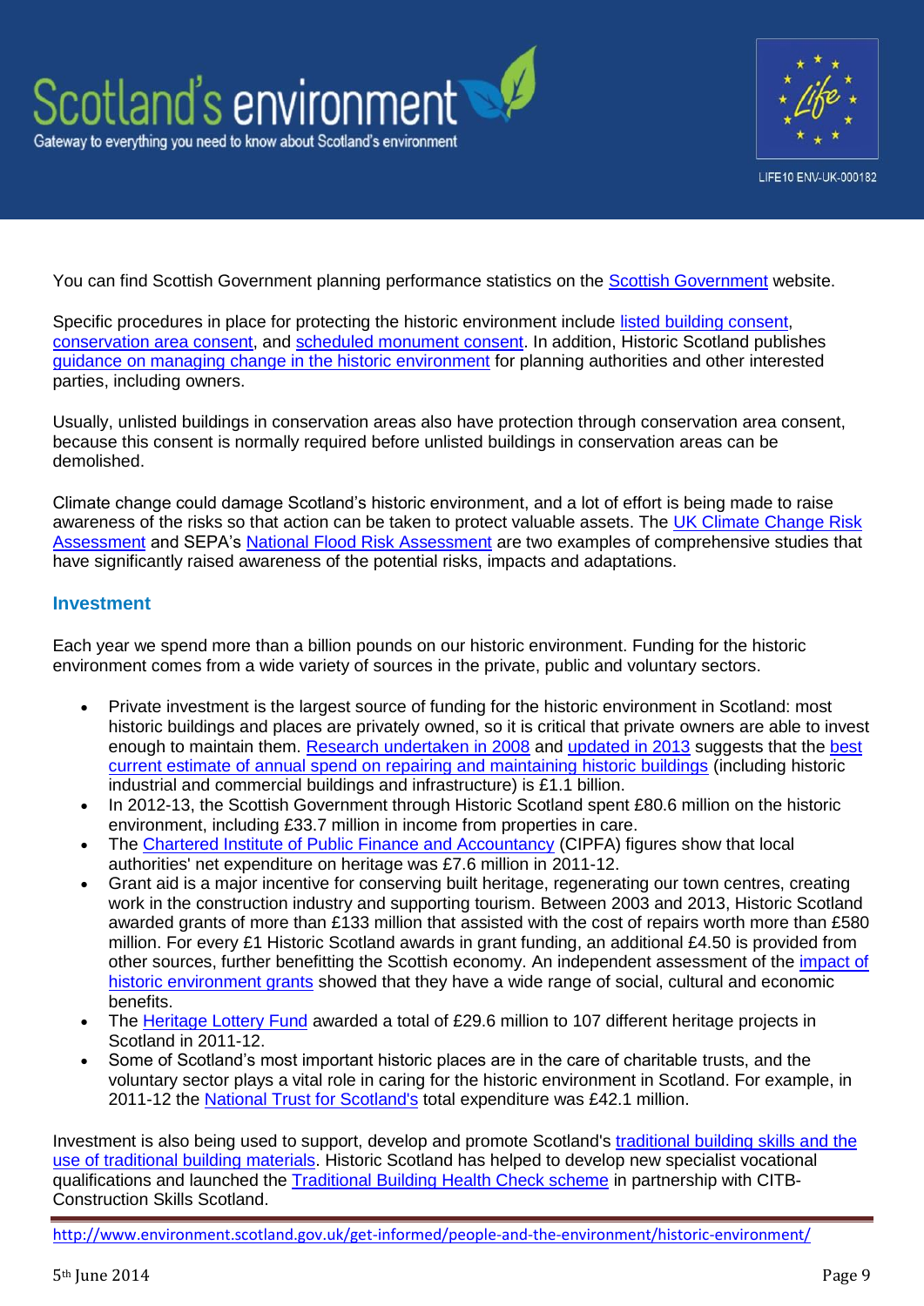You can find Scottish Government planning performance statistics on the Scottish Government website.

Specific procedures in place for protecting the historic environment include listed building consent, conservation area consent, and scheduled monument consent. In addition, Historic Scotland publishes guidance on managing change in the historic environment for planning authorities and other interested parties, including owners.

Usually, unlisted buildings in conservation areas also have protection through conservation area consent, because this consent is normally required before unlisted buildings in conservation areas can be demolished.

Climate change could damage Scotland's historic environment, and a lot of effort is being made to raise awareness of the risks so that action can be taken to protect valuable assets. The UK Climate Change Risk Assessment and SEPA's National Flood Risk Assessment are two examples of comprehensive studies that have significantly raised awareness of the potential risks, impacts and adaptations.

## Investment

Each year we spend more than a billion pounds on our historic environment. Funding for the historic environment comes from a wide variety of sources in the private, public and voluntary sectors.

- Private investment is the largest source of funding for the historic environment in Scotland: most historic buildings and places are privately owned, so it is critical that private owners are able to invest enough to maintain them. Research undertaken in 2008 and updated in 2013 suggests that the best current estimate of annual spend on repairing and maintaining historic buildings (including historic industrial and commercial buildings and infrastructure) is £1.1 billion.
- In 2012-13, the Scottish Government through Historic Scotland spent £80.6 million on the historic environment, including £33.7 million in income from properties in care.
- The Chartered Institute of Public Finance and Accountancy (CIPFA) figures show that local authorities' net expenditure on heritage was £7.6 million in 2011-12.
- Grant aid is a major incentive for conserving built heritage, regenerating our town centres, creating work in the construction industry and supporting tourism. Between 2003 and 2013, Historic Scotland awarded grants of more than £133 million that assisted with the cost of repairs worth more than £580 million. For every £1 Historic Scotland awards in grant funding, an additional £4.50 is provided from other sources, further benefitting the Scottish economy. An independent assessment of the impact of historic environment grants showed that they have a wide range of social, cultural and economic benefits.
- The Heritage Lottery Fund awarded a total of £29.6 million to 107 different heritage projects in Scotland in 2011-12.
- Some of Scotland's most important historic places are in the care of charitable trusts, and the voluntary sector plays a vital role in caring for the historic environment in Scotland. For example, in 2011-12 the National Trust for Scotland's total expenditure was £42.1 million.

Investment is also being used to support, develop and promote Scotland's traditional building skills and the use of traditional building materials. Historic Scotland has helped to develop new specialist vocational qualifications and launched the Traditional Building Health Check scheme in partnership with CITB-Construction Skills Scotland.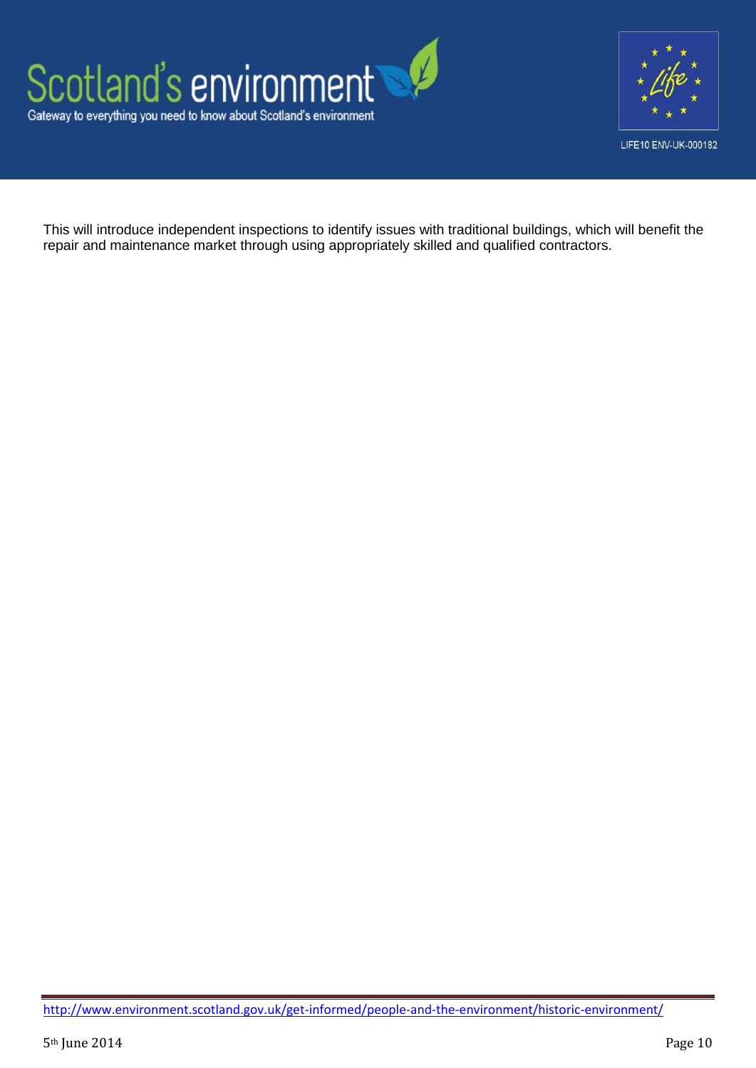This will introduce independent inspections to identify issues with traditional buildings, which will benefit the repair and maintenance market through using appropriately skilled and qualified contractors.